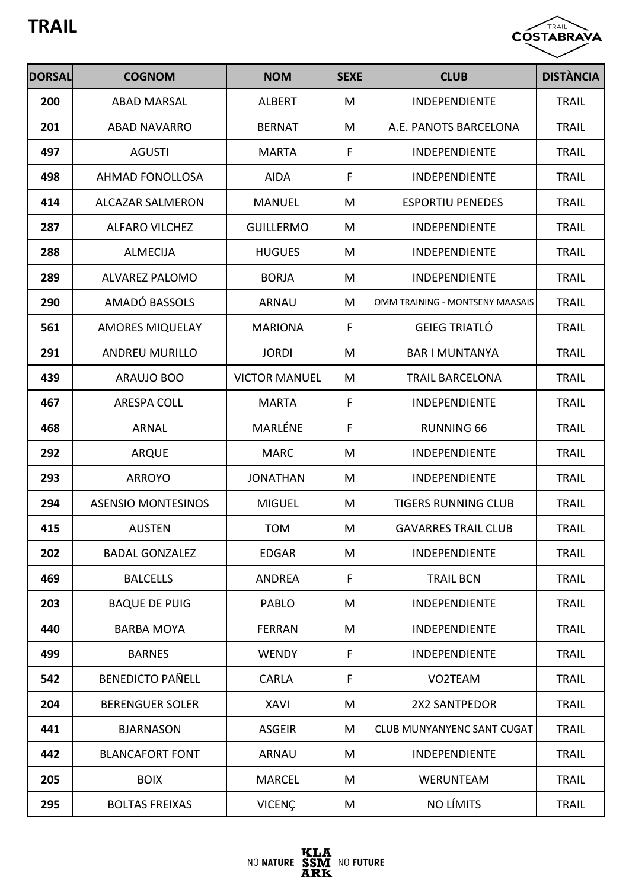# TRAIL

| DORSAL | COGNOM | NOM | SEXE | CLUB | DISTÀNCIA |
|---|---|---|---|---|---|
| 200 | ABAD MARSAL | ALBERT | M | INDEPENDIENTE | TRAIL |
| 201 | ABAD NAVARRO | BERNAT | M | A.E. PANOTS BARCELONA | TRAIL |
| 497 | AGUSTI | MARTA | F | INDEPENDIENTE | TRAIL |
| 498 | AHMAD FONOLLOSA | AIDA | F | INDEPENDIENTE | TRAIL |
| 414 | ALCAZAR SALMERON | MANUEL | M | ESPORTIU PENEDES | TRAIL |
| 287 | ALFARO VILCHEZ | GUILLERMO | M | INDEPENDIENTE | TRAIL |
| 288 | ALMECIJA | HUGUES | M | INDEPENDIENTE | TRAIL |
| 289 | ALVAREZ PALOMO | BORJA | M | INDEPENDIENTE | TRAIL |
| 290 | AMADÓ BASSOLS | ARNAU | M | OMM TRAINING - MONTSENY MAASAIS | TRAIL |
| 561 | AMORES MIQUELAY | MARIONA | F | GEIEG TRIATLÓ | TRAIL |
| 291 | ANDREU MURILLO | JORDI | M | BAR I MUNTANYA | TRAIL |
| 439 | ARAUJO BOO | VICTOR MANUEL | M | TRAIL BARCELONA | TRAIL |
| 467 | ARESPA COLL | MARTA | F | INDEPENDIENTE | TRAIL |
| 468 | ARNAL | MARLÉNE | F | RUNNING 66 | TRAIL |
| 292 | ARQUE | MARC | M | INDEPENDIENTE | TRAIL |
| 293 | ARROYO | JONATHAN | M | INDEPENDIENTE | TRAIL |
| 294 | ASENSIO MONTESINOS | MIGUEL | M | TIGERS RUNNING CLUB | TRAIL |
| 415 | AUSTEN | TOM | M | GAVARRES TRAIL CLUB | TRAIL |
| 202 | BADAL GONZALEZ | EDGAR | M | INDEPENDIENTE | TRAIL |
| 469 | BALCELLS | ANDREA | F | TRAIL BCN | TRAIL |
| 203 | BAQUE DE PUIG | PABLO | M | INDEPENDIENTE | TRAIL |
| 440 | BARBA MOYA | FERRAN | M | INDEPENDIENTE | TRAIL |
| 499 | BARNES | WENDY | F | INDEPENDIENTE | TRAIL |
| 542 | BENEDICTO PAÑELL | CARLA | F | VO2TEAM | TRAIL |
| 204 | BERENGUER SOLER | XAVI | M | 2X2 SANTPEDOR | TRAIL |
| 441 | BJARNASON | ASGEIR | M | CLUB MUNYANYENC SANT CUGAT | TRAIL |
| 442 | BLANCAFORT FONT | ARNAU | M | INDEPENDIENTE | TRAIL |
| 205 | BOIX | MARCEL | M | WERUNTEAM | TRAIL |
| 295 | BOLTAS FREIXAS | VICENÇ | M | NO LÍMITS | TRAIL |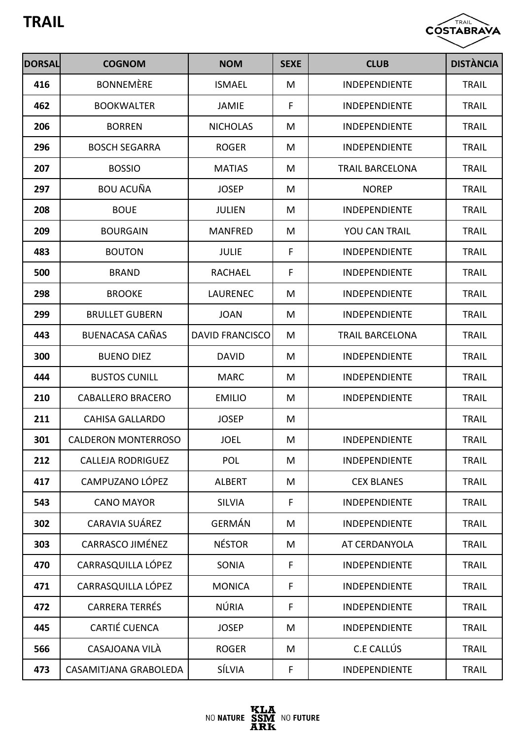# TRAIL

| DORSAL | COGNOM | NOM | SEXE | CLUB | DISTÀNCIA |
|---|---|---|---|---|---|
| 416 | BONNEMÈRE | ISMAEL | M | INDEPENDIENTE | TRAIL |
| 462 | BOOKWALTER | JAMIE | F | INDEPENDIENTE | TRAIL |
| 206 | BORREN | NICHOLAS | M | INDEPENDIENTE | TRAIL |
| 296 | BOSCH SEGARRA | ROGER | M | INDEPENDIENTE | TRAIL |
| 207 | BOSSIO | MATIAS | M | TRAIL BARCELONA | TRAIL |
| 297 | BOU ACUÑA | JOSEP | M | NOREP | TRAIL |
| 208 | BOUE | JULIEN | M | INDEPENDIENTE | TRAIL |
| 209 | BOURGAIN | MANFRED | M | YOU CAN TRAIL | TRAIL |
| 483 | BOUTON | JULIE | F | INDEPENDIENTE | TRAIL |
| 500 | BRAND | RACHAEL | F | INDEPENDIENTE | TRAIL |
| 298 | BROOKE | LAURENEC | M | INDEPENDIENTE | TRAIL |
| 299 | BRULLET GUBERN | JOAN | M | INDEPENDIENTE | TRAIL |
| 443 | BUENACASA CAÑAS | DAVID FRANCISCO | M | TRAIL BARCELONA | TRAIL |
| 300 | BUENO DIEZ | DAVID | M | INDEPENDIENTE | TRAIL |
| 444 | BUSTOS CUNILL | MARC | M | INDEPENDIENTE | TRAIL |
| 210 | CABALLERO BRACERO | EMILIO | M | INDEPENDIENTE | TRAIL |
| 211 | CAHISA GALLARDO | JOSEP | M | | TRAIL |
| 301 | CALDERON MONTERROSO | JOEL | M | INDEPENDIENTE | TRAIL |
| 212 | CALLEJA RODRIGUEZ | POL | M | INDEPENDIENTE | TRAIL |
| 417 | CAMPUZANO LÓPEZ | ALBERT | M | CEX BLANES | TRAIL |
| 543 | CANO MAYOR | SILVIA | F | INDEPENDIENTE | TRAIL |
| 302 | CARAVIA SUÁREZ | GERMÁN | M | INDEPENDIENTE | TRAIL |
| 303 | CARRASCO JIMÉNEZ | NÉSTOR | M | AT CERDANYOLA | TRAIL |
| 470 | CARRASQUILLA LÓPEZ | SONIA | F | INDEPENDIENTE | TRAIL |
| 471 | CARRASQUILLA LÓPEZ | MONICA | F | INDEPENDIENTE | TRAIL |
| 472 | CARRERA TERRÉS | NÚRIA | F | INDEPENDIENTE | TRAIL |
| 445 | CARTIÉ CUENCA | JOSEP | M | INDEPENDIENTE | TRAIL |
| 566 | CASAJOANA VILÀ | ROGER | M | C.E CALLÚS | TRAIL |
| 473 | CASAMITJANA GRABOLEDA | SÍLVIA | F | INDEPENDIENTE | TRAIL |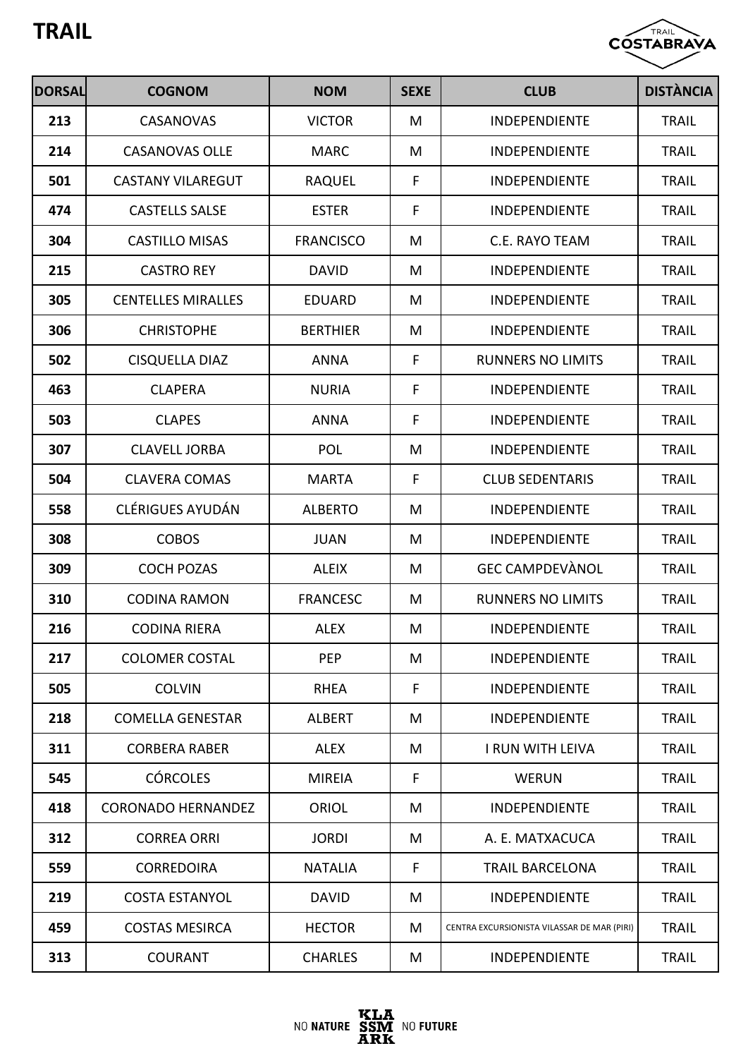# TRAIL

| DORSAL | COGNOM | NOM | SEXE | CLUB | DISTÀNCIA |
|---|---|---|---|---|---|
| 213 | CASANOVAS | VICTOR | M | INDEPENDIENTE | TRAIL |
| 214 | CASANOVAS OLLE | MARC | M | INDEPENDIENTE | TRAIL |
| 501 | CASTANY VILAREGUT | RAQUEL | F | INDEPENDIENTE | TRAIL |
| 474 | CASTELLS SALSE | ESTER | F | INDEPENDIENTE | TRAIL |
| 304 | CASTILLO MISAS | FRANCISCO | M | C.E. RAYO TEAM | TRAIL |
| 215 | CASTRO REY | DAVID | M | INDEPENDIENTE | TRAIL |
| 305 | CENTELLES MIRALLES | EDUARD | M | INDEPENDIENTE | TRAIL |
| 306 | CHRISTOPHE | BERTHIER | M | INDEPENDIENTE | TRAIL |
| 502 | CISQUELLA DIAZ | ANNA | F | RUNNERS NO LIMITS | TRAIL |
| 463 | CLAPERA | NURIA | F | INDEPENDIENTE | TRAIL |
| 503 | CLAPES | ANNA | F | INDEPENDIENTE | TRAIL |
| 307 | CLAVELL JORBA | POL | M | INDEPENDIENTE | TRAIL |
| 504 | CLAVERA COMAS | MARTA | F | CLUB SEDENTARIS | TRAIL |
| 558 | CLÉRIGUES AYUDÁN | ALBERTO | M | INDEPENDIENTE | TRAIL |
| 308 | COBOS | JUAN | M | INDEPENDIENTE | TRAIL |
| 309 | COCH POZAS | ALEIX | M | GEC CAMPDEVÀNOL | TRAIL |
| 310 | CODINA RAMON | FRANCESC | M | RUNNERS NO LIMITS | TRAIL |
| 216 | CODINA RIERA | ALEX | M | INDEPENDIENTE | TRAIL |
| 217 | COLOMER COSTAL | PEP | M | INDEPENDIENTE | TRAIL |
| 505 | COLVIN | RHEA | F | INDEPENDIENTE | TRAIL |
| 218 | COMELLA GENESTAR | ALBERT | M | INDEPENDIENTE | TRAIL |
| 311 | CORBERA RABER | ALEX | M | I RUN WITH LEIVA | TRAIL |
| 545 | CÓRCOLES | MIREIA | F | WERUN | TRAIL |
| 418 | CORONADO HERNANDEZ | ORIOL | M | INDEPENDIENTE | TRAIL |
| 312 | CORREA ORRI | JORDI | M | A. E. MATXACUCA | TRAIL |
| 559 | CORREDOIRA | NATALIA | F | TRAIL BARCELONA | TRAIL |
| 219 | COSTA ESTANYOL | DAVID | M | INDEPENDIENTE | TRAIL |
| 459 | COSTAS MESIRCA | HECTOR | M | CENTRA EXCURSIONISTA VILASSAR DE MAR (PIRI) | TRAIL |
| 313 | COURANT | CHARLES | M | INDEPENDIENTE | TRAIL |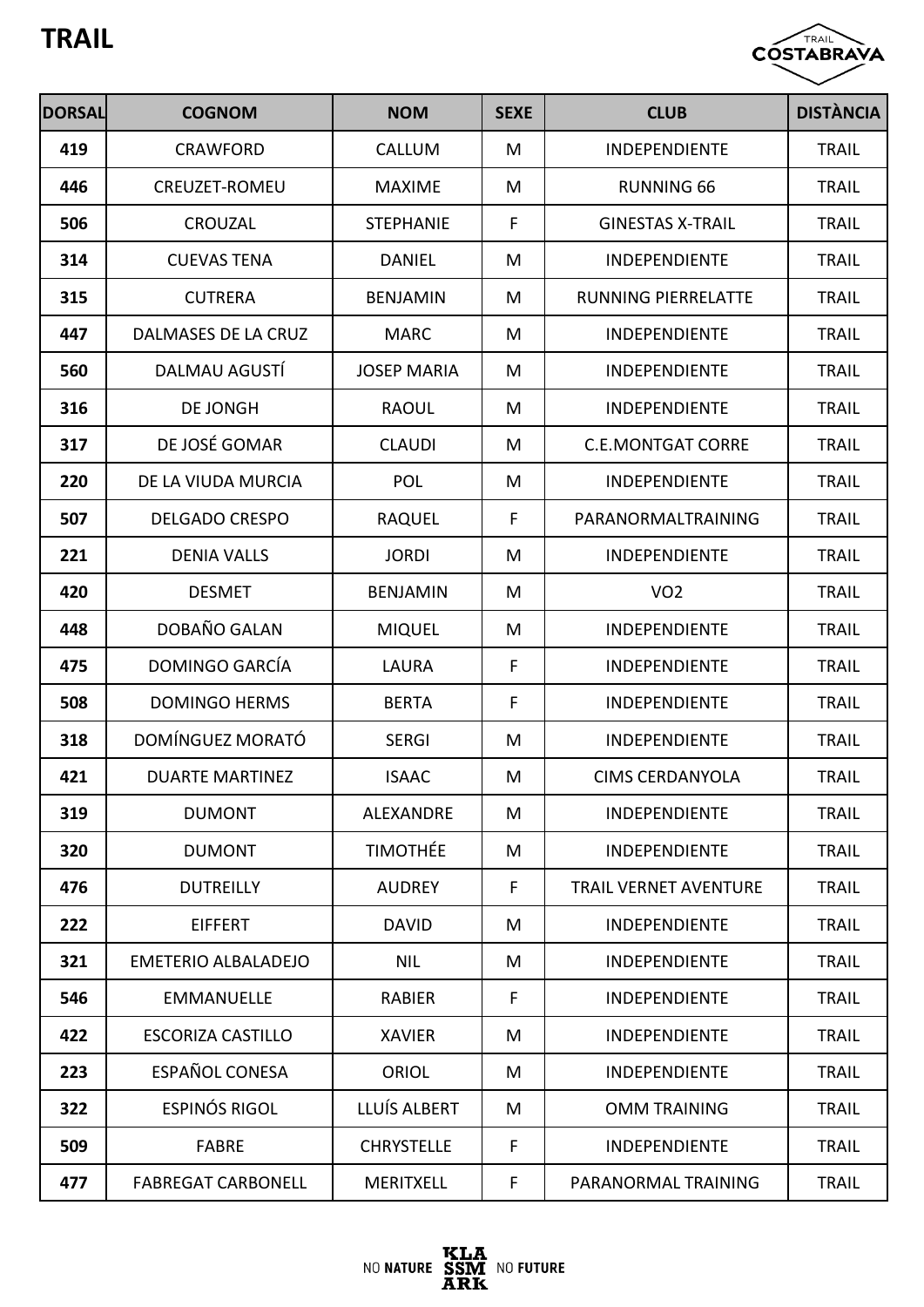# TRAIL

| DORSAL | COGNOM | NOM | SEXE | CLUB | DISTÀNCIA |
|---|---|---|---|---|---|
| 419 | CRAWFORD | CALLUM | M | INDEPENDIENTE | TRAIL |
| 446 | CREUZET-ROMEU | MAXIME | M | RUNNING 66 | TRAIL |
| 506 | CROUZAL | STEPHANIE | F | GINESTAS X-TRAIL | TRAIL |
| 314 | CUEVAS TENA | DANIEL | M | INDEPENDIENTE | TRAIL |
| 315 | CUTRERA | BENJAMIN | M | RUNNING PIERRELATTE | TRAIL |
| 447 | DALMASES DE LA CRUZ | MARC | M | INDEPENDIENTE | TRAIL |
| 560 | DALMAU AGUSTÍ | JOSEP MARIA | M | INDEPENDIENTE | TRAIL |
| 316 | DE JONGH | RAOUL | M | INDEPENDIENTE | TRAIL |
| 317 | DE JOSÉ GOMAR | CLAUDI | M | C.E.MONTGAT CORRE | TRAIL |
| 220 | DE LA VIUDA MURCIA | POL | M | INDEPENDIENTE | TRAIL |
| 507 | DELGADO CRESPO | RAQUEL | F | PARANORMALTRAINING | TRAIL |
| 221 | DENIA VALLS | JORDI | M | INDEPENDIENTE | TRAIL |
| 420 | DESMET | BENJAMIN | M | VO2 | TRAIL |
| 448 | DOBAÑO GALAN | MIQUEL | M | INDEPENDIENTE | TRAIL |
| 475 | DOMINGO GARCÍA | LAURA | F | INDEPENDIENTE | TRAIL |
| 508 | DOMINGO HERMS | BERTA | F | INDEPENDIENTE | TRAIL |
| 318 | DOMÍNGUEZ MORATÓ | SERGI | M | INDEPENDIENTE | TRAIL |
| 421 | DUARTE MARTINEZ | ISAAC | M | CIMS CERDANYOLA | TRAIL |
| 319 | DUMONT | ALEXANDRE | M | INDEPENDIENTE | TRAIL |
| 320 | DUMONT | TIMOTHÉE | M | INDEPENDIENTE | TRAIL |
| 476 | DUTREILLY | AUDREY | F | TRAIL VERNET AVENTURE | TRAIL |
| 222 | EIFFERT | DAVID | M | INDEPENDIENTE | TRAIL |
| 321 | EMETERIO ALBALADEJO | NIL | M | INDEPENDIENTE | TRAIL |
| 546 | EMMANUELLE | RABIER | F | INDEPENDIENTE | TRAIL |
| 422 | ESCORIZA CASTILLO | XAVIER | M | INDEPENDIENTE | TRAIL |
| 223 | ESPAÑOL CONESA | ORIOL | M | INDEPENDIENTE | TRAIL |
| 322 | ESPINÓS RIGOL | LLUÍS ALBERT | M | OMM TRAINING | TRAIL |
| 509 | FABRE | CHRYSTELLE | F | INDEPENDIENTE | TRAIL |
| 477 | FABREGAT CARBONELL | MERITXELL | F | PARANORMAL TRAINING | TRAIL |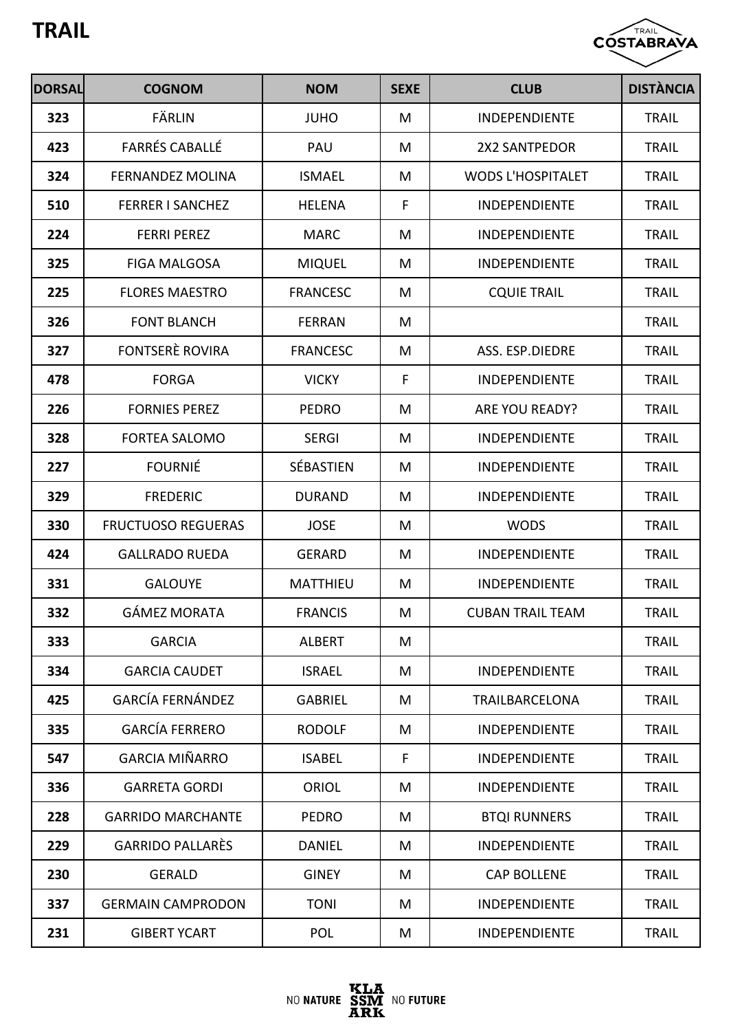# TRAIL

| DORSAL | COGNOM | NOM | SEXE | CLUB | DISTÀNCIA |
|---|---|---|---|---|---|
| 323 | FÄRLIN | JUHO | M | INDEPENDIENTE | TRAIL |
| 423 | FARRÉS CABALLÉ | PAU | M | 2X2 SANTPEDOR | TRAIL |
| 324 | FERNANDEZ MOLINA | ISMAEL | M | WODS L'HOSPITALET | TRAIL |
| 510 | FERRER I SANCHEZ | HELENA | F | INDEPENDIENTE | TRAIL |
| 224 | FERRI PEREZ | MARC | M | INDEPENDIENTE | TRAIL |
| 325 | FIGA MALGOSA | MIQUEL | M | INDEPENDIENTE | TRAIL |
| 225 | FLORES MAESTRO | FRANCESC | M | CQUIE TRAIL | TRAIL |
| 326 | FONT BLANCH | FERRAN | M | | TRAIL |
| 327 | FONTSERÈ ROVIRA | FRANCESC | M | ASS. ESP.DIEDRE | TRAIL |
| 478 | FORGA | VICKY | F | INDEPENDIENTE | TRAIL |
| 226 | FORNIES PEREZ | PEDRO | M | ARE YOU READY? | TRAIL |
| 328 | FORTEA SALOMO | SERGI | M | INDEPENDIENTE | TRAIL |
| 227 | FOURNIÉ | SÉBASTIEN | M | INDEPENDIENTE | TRAIL |
| 329 | FREDERIC | DURAND | M | INDEPENDIENTE | TRAIL |
| 330 | FRUCTUOSO REGUERAS | JOSE | M | WODS | TRAIL |
| 424 | GALLRADO RUEDA | GERARD | M | INDEPENDIENTE | TRAIL |
| 331 | GALOUYE | MATTHIEU | M | INDEPENDIENTE | TRAIL |
| 332 | GÁMEZ MORATA | FRANCIS | M | CUBAN TRAIL TEAM | TRAIL |
| 333 | GARCIA | ALBERT | M | | TRAIL |
| 334 | GARCIA CAUDET | ISRAEL | M | INDEPENDIENTE | TRAIL |
| 425 | GARCÍA FERNÁNDEZ | GABRIEL | M | TRAILBARCELONA | TRAIL |
| 335 | GARCÍA FERRERO | RODOLF | M | INDEPENDIENTE | TRAIL |
| 547 | GARCIA MIÑARRO | ISABEL | F | INDEPENDIENTE | TRAIL |
| 336 | GARRETA GORDI | ORIOL | M | INDEPENDIENTE | TRAIL |
| 228 | GARRIDO MARCHANTE | PEDRO | M | BTQI RUNNERS | TRAIL |
| 229 | GARRIDO PALLARÈS | DANIEL | M | INDEPENDIENTE | TRAIL |
| 230 | GERALD | GINEY | M | CAP BOLLENE | TRAIL |
| 337 | GERMAIN CAMPRODON | TONI | M | INDEPENDIENTE | TRAIL |
| 231 | GIBERT YCART | POL | M | INDEPENDIENTE | TRAIL |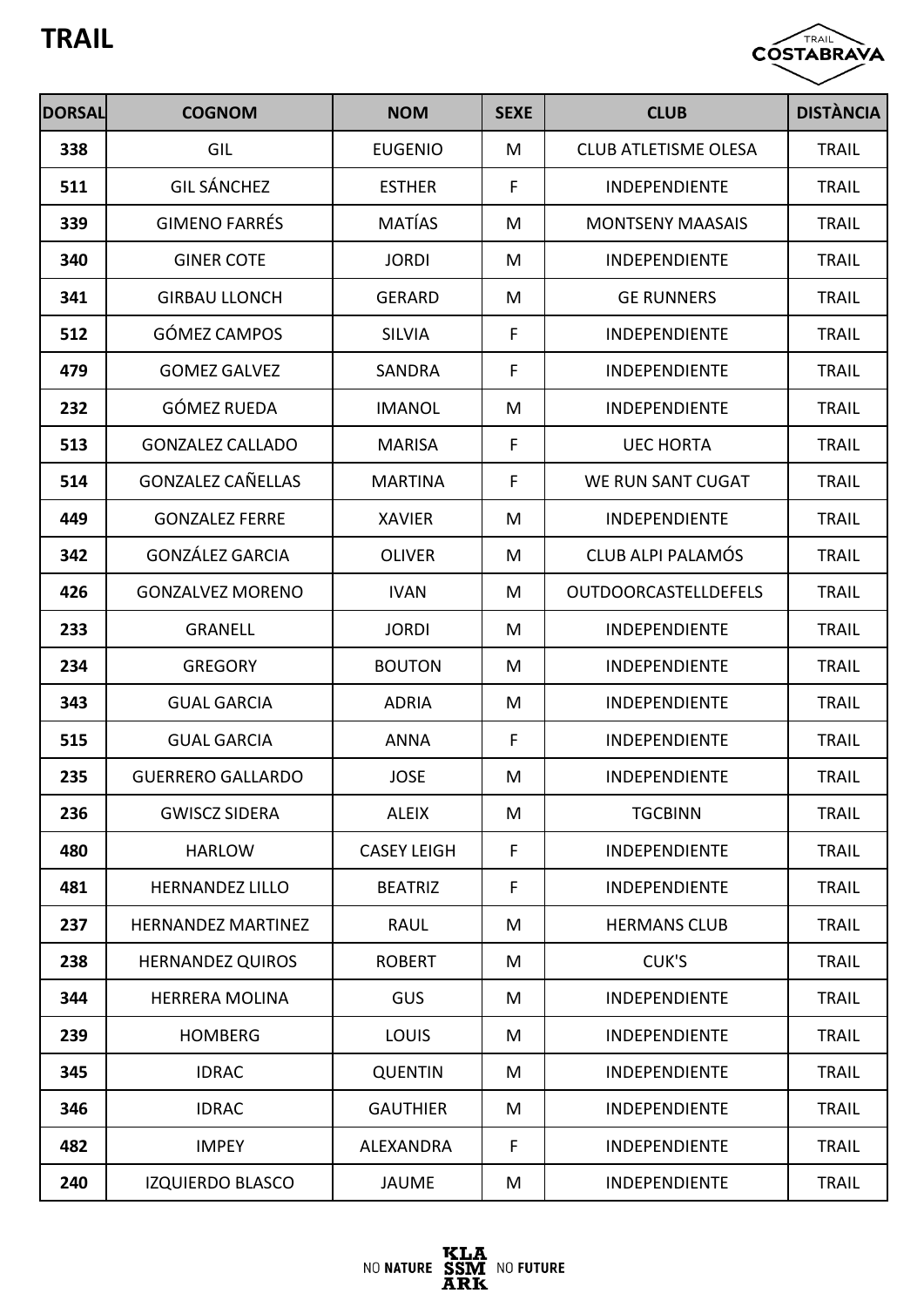# TRAIL

| DORSAL | COGNOM | NOM | SEXE | CLUB | DISTÀNCIA |
|---|---|---|---|---|---|
| 338 | GIL | EUGENIO | M | CLUB ATLETISME OLESA | TRAIL |
| 511 | GIL SÁNCHEZ | ESTHER | F | INDEPENDIENTE | TRAIL |
| 339 | GIMENO FARRÉS | MATÍAS | M | MONTSENY MAASAIS | TRAIL |
| 340 | GINER COTE | JORDI | M | INDEPENDIENTE | TRAIL |
| 341 | GIRBAU LLONCH | GERARD | M | GE RUNNERS | TRAIL |
| 512 | GÓMEZ CAMPOS | SILVIA | F | INDEPENDIENTE | TRAIL |
| 479 | GOMEZ GALVEZ | SANDRA | F | INDEPENDIENTE | TRAIL |
| 232 | GÓMEZ RUEDA | IMANOL | M | INDEPENDIENTE | TRAIL |
| 513 | GONZALEZ CALLADO | MARISA | F | UEC HORTA | TRAIL |
| 514 | GONZALEZ CAÑELLAS | MARTINA | F | WE RUN SANT CUGAT | TRAIL |
| 449 | GONZALEZ FERRE | XAVIER | M | INDEPENDIENTE | TRAIL |
| 342 | GONZÁLEZ GARCIA | OLIVER | M | CLUB ALPI PALAMÓS | TRAIL |
| 426 | GONZALVEZ MORENO | IVAN | M | OUTDOORCASTELLDEFELS | TRAIL |
| 233 | GRANELL | JORDI | M | INDEPENDIENTE | TRAIL |
| 234 | GREGORY | BOUTON | M | INDEPENDIENTE | TRAIL |
| 343 | GUAL GARCIA | ADRIA | M | INDEPENDIENTE | TRAIL |
| 515 | GUAL GARCIA | ANNA | F | INDEPENDIENTE | TRAIL |
| 235 | GUERRERO GALLARDO | JOSE | M | INDEPENDIENTE | TRAIL |
| 236 | GWISCZ SIDERA | ALEIX | M | TGCBINN | TRAIL |
| 480 | HARLOW | CASEY LEIGH | F | INDEPENDIENTE | TRAIL |
| 481 | HERNANDEZ LILLO | BEATRIZ | F | INDEPENDIENTE | TRAIL |
| 237 | HERNANDEZ MARTINEZ | RAUL | M | HERMANS CLUB | TRAIL |
| 238 | HERNANDEZ QUIROS | ROBERT | M | CUK'S | TRAIL |
| 344 | HERRERA MOLINA | GUS | M | INDEPENDIENTE | TRAIL |
| 239 | HOMBERG | LOUIS | M | INDEPENDIENTE | TRAIL |
| 345 | IDRAC | QUENTIN | M | INDEPENDIENTE | TRAIL |
| 346 | IDRAC | GAUTHIER | M | INDEPENDIENTE | TRAIL |
| 482 | IMPEY | ALEXANDRA | F | INDEPENDIENTE | TRAIL |
| 240 | IZQUIERDO BLASCO | JAUME | M | INDEPENDIENTE | TRAIL |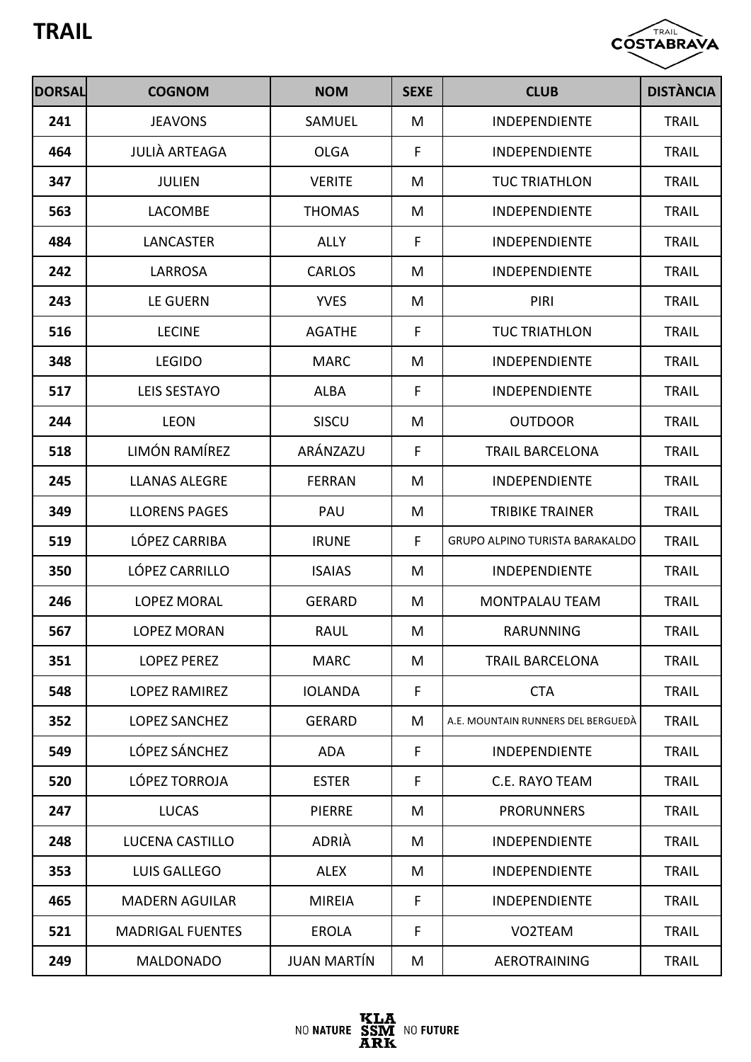# TRAIL

| DORSAL | COGNOM | NOM | SEXE | CLUB | DISTÀNCIA |
|---|---|---|---|---|---|
| 241 | JEAVONS | SAMUEL | M | INDEPENDIENTE | TRAIL |
| 464 | JULIÀ ARTEAGA | OLGA | F | INDEPENDIENTE | TRAIL |
| 347 | JULIEN | VERITE | M | TUC TRIATHLON | TRAIL |
| 563 | LACOMBE | THOMAS | M | INDEPENDIENTE | TRAIL |
| 484 | LANCASTER | ALLY | F | INDEPENDIENTE | TRAIL |
| 242 | LARROSA | CARLOS | M | INDEPENDIENTE | TRAIL |
| 243 | LE GUERN | YVES | M | PIRI | TRAIL |
| 516 | LECINE | AGATHE | F | TUC TRIATHLON | TRAIL |
| 348 | LEGIDO | MARC | M | INDEPENDIENTE | TRAIL |
| 517 | LEIS SESTAYO | ALBA | F | INDEPENDIENTE | TRAIL |
| 244 | LEON | SISCU | M | OUTDOOR | TRAIL |
| 518 | LIMÓN RAMÍREZ | ARÁNZAZU | F | TRAIL BARCELONA | TRAIL |
| 245 | LLANAS ALEGRE | FERRAN | M | INDEPENDIENTE | TRAIL |
| 349 | LLORENS PAGES | PAU | M | TRIBIKE TRAINER | TRAIL |
| 519 | LÓPEZ CARRIBA | IRUNE | F | GRUPO ALPINO TURISTA BARAKALDO | TRAIL |
| 350 | LÓPEZ CARRILLO | ISAIAS | M | INDEPENDIENTE | TRAIL |
| 246 | LOPEZ MORAL | GERARD | M | MONTPALAU TEAM | TRAIL |
| 567 | LOPEZ MORAN | RAUL | M | RARUNNING | TRAIL |
| 351 | LOPEZ PEREZ | MARC | M | TRAIL BARCELONA | TRAIL |
| 548 | LOPEZ RAMIREZ | IOLANDA | F | CTA | TRAIL |
| 352 | LOPEZ SANCHEZ | GERARD | M | A.E. MOUNTAIN RUNNERS DEL BERGUEDÀ | TRAIL |
| 549 | LÓPEZ SÁNCHEZ | ADA | F | INDEPENDIENTE | TRAIL |
| 520 | LÓPEZ TORROJA | ESTER | F | C.E. RAYO TEAM | TRAIL |
| 247 | LUCAS | PIERRE | M | PRORUNNERS | TRAIL |
| 248 | LUCENA CASTILLO | ADRIÀ | M | INDEPENDIENTE | TRAIL |
| 353 | LUIS GALLEGO | ALEX | M | INDEPENDIENTE | TRAIL |
| 465 | MADERN AGUILAR | MIREIA | F | INDEPENDIENTE | TRAIL |
| 521 | MADRIGAL FUENTES | EROLA | F | VO2TEAM | TRAIL |
| 249 | MALDONADO | JUAN MARTÍN | M | AEROTRAINING | TRAIL |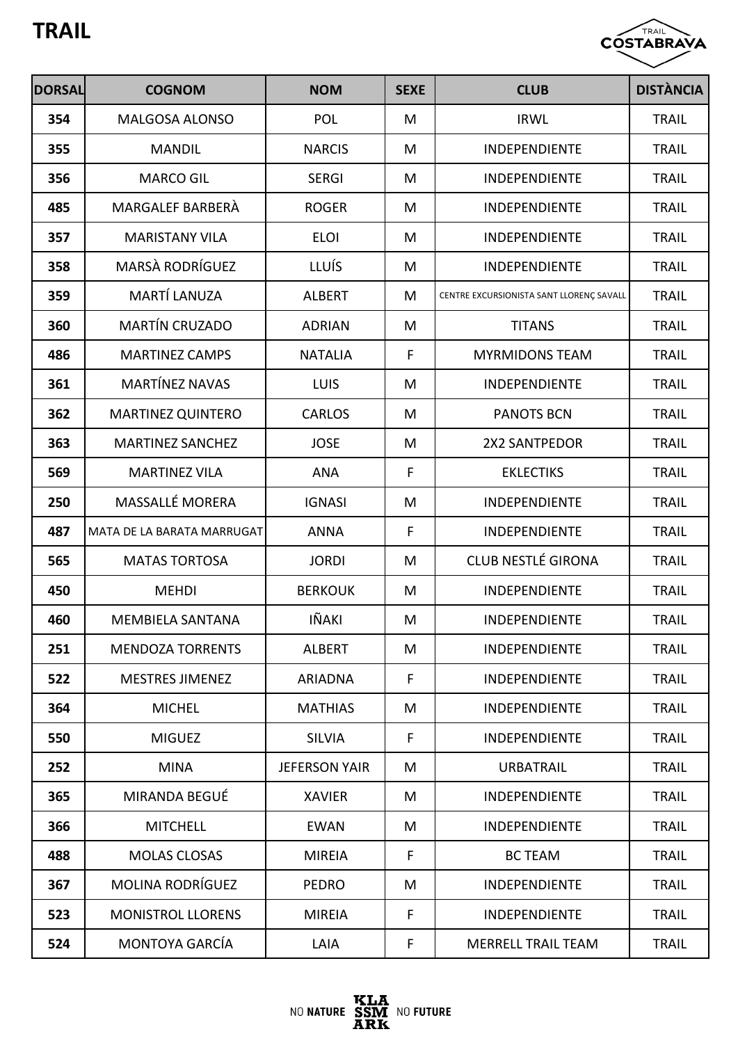# TRAIL

| DORSAL | COGNOM | NOM | SEXE | CLUB | DISTÀNCIA |
|---|---|---|---|---|---|
| 354 | MALGOSA ALONSO | POL | M | IRWL | TRAIL |
| 355 | MANDIL | NARCIS | M | INDEPENDIENTE | TRAIL |
| 356 | MARCO GIL | SERGI | M | INDEPENDIENTE | TRAIL |
| 485 | MARGALEF BARBERÀ | ROGER | M | INDEPENDIENTE | TRAIL |
| 357 | MARISTANY VILA | ELOI | M | INDEPENDIENTE | TRAIL |
| 358 | MARSÀ RODRÍGUEZ | LLUÍS | M | INDEPENDIENTE | TRAIL |
| 359 | MARTÍ LANUZA | ALBERT | M | CENTRE EXCURSIONISTA SANT LLORENÇ SAVALL | TRAIL |
| 360 | MARTÍN CRUZADO | ADRIAN | M | TITANS | TRAIL |
| 486 | MARTINEZ CAMPS | NATALIA | F | MYRMIDONS TEAM | TRAIL |
| 361 | MARTÍNEZ NAVAS | LUIS | M | INDEPENDIENTE | TRAIL |
| 362 | MARTINEZ QUINTERO | CARLOS | M | PANOTS BCN | TRAIL |
| 363 | MARTINEZ SANCHEZ | JOSE | M | 2X2 SANTPEDOR | TRAIL |
| 569 | MARTINEZ VILA | ANA | F | EKLECTIKS | TRAIL |
| 250 | MASSALLÉ MORERA | IGNASI | M | INDEPENDIENTE | TRAIL |
| 487 | MATA DE LA BARATA MARRUGAT | ANNA | F | INDEPENDIENTE | TRAIL |
| 565 | MATAS TORTOSA | JORDI | M | CLUB NESTLÉ GIRONA | TRAIL |
| 450 | MEHDI | BERKOUK | M | INDEPENDIENTE | TRAIL |
| 460 | MEMBIELA SANTANA | IÑAKI | M | INDEPENDIENTE | TRAIL |
| 251 | MENDOZA TORRENTS | ALBERT | M | INDEPENDIENTE | TRAIL |
| 522 | MESTRES JIMENEZ | ARIADNA | F | INDEPENDIENTE | TRAIL |
| 364 | MICHEL | MATHIAS | M | INDEPENDIENTE | TRAIL |
| 550 | MIGUEZ | SILVIA | F | INDEPENDIENTE | TRAIL |
| 252 | MINA | JEFERSON YAIR | M | URBATRAIL | TRAIL |
| 365 | MIRANDA BEGUÉ | XAVIER | M | INDEPENDIENTE | TRAIL |
| 366 | MITCHELL | EWAN | M | INDEPENDIENTE | TRAIL |
| 488 | MOLAS CLOSAS | MIREIA | F | BC TEAM | TRAIL |
| 367 | MOLINA RODRÍGUEZ | PEDRO | M | INDEPENDIENTE | TRAIL |
| 523 | MONISTROL LLORENS | MIREIA | F | INDEPENDIENTE | TRAIL |
| 524 | MONTOYA GARCÍA | LAIA | F | MERRELL TRAIL TEAM | TRAIL |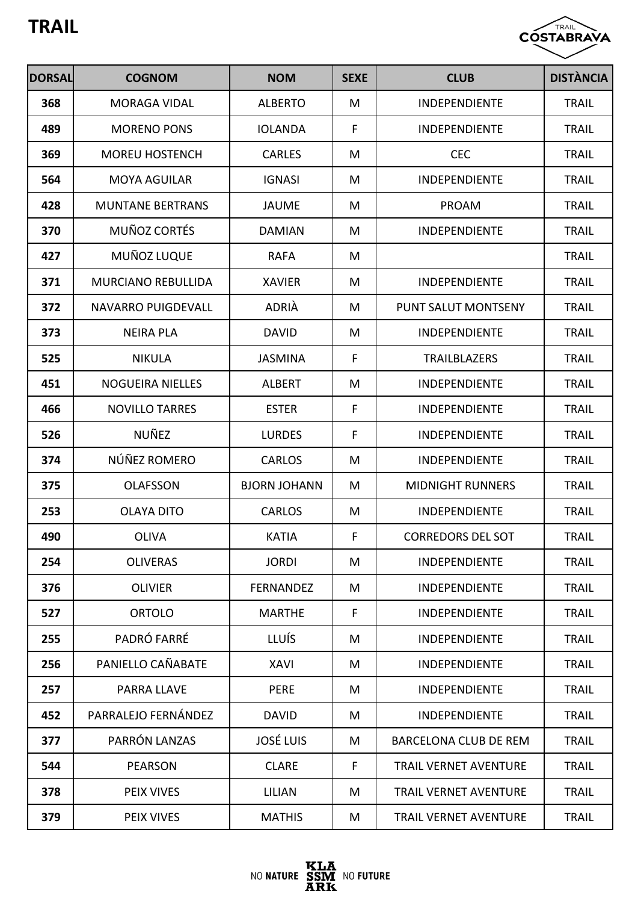# TRAIL

| DORSAL | COGNOM | NOM | SEXE | CLUB | DISTÀNCIA |
|---|---|---|---|---|---|
| 368 | MORAGA VIDAL | ALBERTO | M | INDEPENDIENTE | TRAIL |
| 489 | MORENO PONS | IOLANDA | F | INDEPENDIENTE | TRAIL |
| 369 | MOREU HOSTENCH | CARLES | M | CEC | TRAIL |
| 564 | MOYA AGUILAR | IGNASI | M | INDEPENDIENTE | TRAIL |
| 428 | MUNTANE BERTRANS | JAUME | M | PROAM | TRAIL |
| 370 | MUÑOZ CORTÉS | DAMIAN | M | INDEPENDIENTE | TRAIL |
| 427 | MUÑOZ LUQUE | RAFA | M | | TRAIL |
| 371 | MURCIANO REBULLIDA | XAVIER | M | INDEPENDIENTE | TRAIL |
| 372 | NAVARRO PUIGDEVALL | ADRIÀ | M | PUNT SALUT MONTSENY | TRAIL |
| 373 | NEIRA PLA | DAVID | M | INDEPENDIENTE | TRAIL |
| 525 | NIKULA | JASMINA | F | TRAILBLAZERS | TRAIL |
| 451 | NOGUEIRA NIELLES | ALBERT | M | INDEPENDIENTE | TRAIL |
| 466 | NOVILLO TARRES | ESTER | F | INDEPENDIENTE | TRAIL |
| 526 | NUÑEZ | LURDES | F | INDEPENDIENTE | TRAIL |
| 374 | NÚÑEZ ROMERO | CARLOS | M | INDEPENDIENTE | TRAIL |
| 375 | OLAFSSON | BJORN JOHANN | M | MIDNIGHT RUNNERS | TRAIL |
| 253 | OLAYA DITO | CARLOS | M | INDEPENDIENTE | TRAIL |
| 490 | OLIVA | KATIA | F | CORREDORS DEL SOT | TRAIL |
| 254 | OLIVERAS | JORDI | M | INDEPENDIENTE | TRAIL |
| 376 | OLIVIER | FERNANDEZ | M | INDEPENDIENTE | TRAIL |
| 527 | ORTOLO | MARTHE | F | INDEPENDIENTE | TRAIL |
| 255 | PADRÓ FARRÉ | LLUÍS | M | INDEPENDIENTE | TRAIL |
| 256 | PANIELLO CAÑABATE | XAVI | M | INDEPENDIENTE | TRAIL |
| 257 | PARRA LLAVE | PERE | M | INDEPENDIENTE | TRAIL |
| 452 | PARRALEJO FERNÁNDEZ | DAVID | M | INDEPENDIENTE | TRAIL |
| 377 | PARRÓN LANZAS | JOSÉ LUIS | M | BARCELONA CLUB DE REM | TRAIL |
| 544 | PEARSON | CLARE | F | TRAIL VERNET AVENTURE | TRAIL |
| 378 | PEIX VIVES | LILIAN | M | TRAIL VERNET AVENTURE | TRAIL |
| 379 | PEIX VIVES | MATHIS | M | TRAIL VERNET AVENTURE | TRAIL |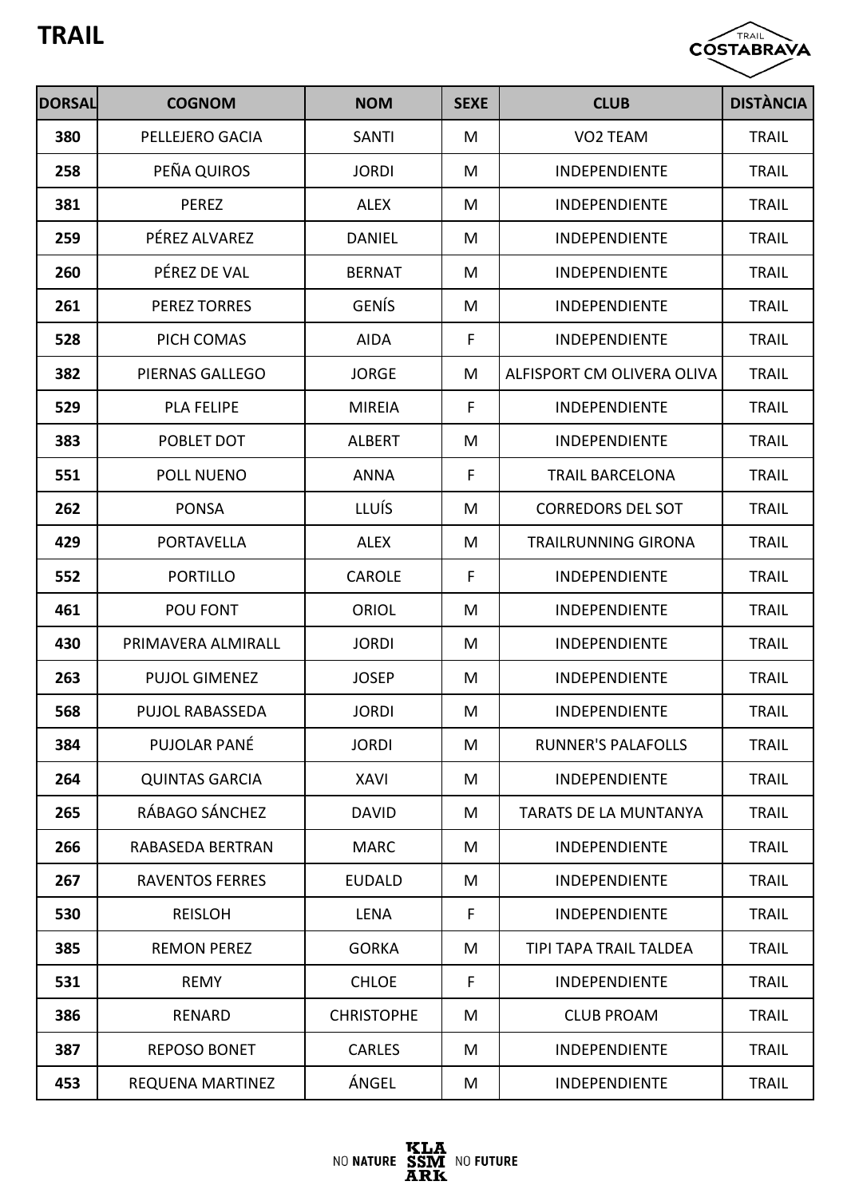# TRAIL

| DORSAL | COGNOM | NOM | SEXE | CLUB | DISTÀNCIA |
|---|---|---|---|---|---|
| 380 | PELLEJERO GACIA | SANTI | M | VO2 TEAM | TRAIL |
| 258 | PEÑA QUIROS | JORDI | M | INDEPENDIENTE | TRAIL |
| 381 | PEREZ | ALEX | M | INDEPENDIENTE | TRAIL |
| 259 | PÉREZ ALVAREZ | DANIEL | M | INDEPENDIENTE | TRAIL |
| 260 | PÉREZ DE VAL | BERNAT | M | INDEPENDIENTE | TRAIL |
| 261 | PEREZ TORRES | GENÍS | M | INDEPENDIENTE | TRAIL |
| 528 | PICH COMAS | AIDA | F | INDEPENDIENTE | TRAIL |
| 382 | PIERNAS GALLEGO | JORGE | M | ALFISPORT CM OLIVERA OLIVA | TRAIL |
| 529 | PLA FELIPE | MIREIA | F | INDEPENDIENTE | TRAIL |
| 383 | POBLET DOT | ALBERT | M | INDEPENDIENTE | TRAIL |
| 551 | POLL NUENO | ANNA | F | TRAIL BARCELONA | TRAIL |
| 262 | PONSA | LLUÍS | M | CORREDORS DEL SOT | TRAIL |
| 429 | PORTAVELLA | ALEX | M | TRAILRUNNING GIRONA | TRAIL |
| 552 | PORTILLO | CAROLE | F | INDEPENDIENTE | TRAIL |
| 461 | POU FONT | ORIOL | M | INDEPENDIENTE | TRAIL |
| 430 | PRIMAVERA ALMIRALL | JORDI | M | INDEPENDIENTE | TRAIL |
| 263 | PUJOL GIMENEZ | JOSEP | M | INDEPENDIENTE | TRAIL |
| 568 | PUJOL RABASSEDA | JORDI | M | INDEPENDIENTE | TRAIL |
| 384 | PUJOLAR PANÉ | JORDI | M | RUNNER'S PALAFOLLS | TRAIL |
| 264 | QUINTAS GARCIA | XAVI | M | INDEPENDIENTE | TRAIL |
| 265 | RÁBAGO SÁNCHEZ | DAVID | M | TARATS DE LA MUNTANYA | TRAIL |
| 266 | RABASEDA BERTRAN | MARC | M | INDEPENDIENTE | TRAIL |
| 267 | RAVENTOS FERRES | EUDALD | M | INDEPENDIENTE | TRAIL |
| 530 | REISLOH | LENA | F | INDEPENDIENTE | TRAIL |
| 385 | REMON PEREZ | GORKA | M | TIPI TAPA TRAIL TALDEA | TRAIL |
| 531 | REMY | CHLOE | F | INDEPENDIENTE | TRAIL |
| 386 | RENARD | CHRISTOPHE | M | CLUB PROAM | TRAIL |
| 387 | REPOSO BONET | CARLES | M | INDEPENDIENTE | TRAIL |
| 453 | REQUENA MARTINEZ | ÁNGEL | M | INDEPENDIENTE | TRAIL |

NO NATURE KLASSMARK NO FUTURE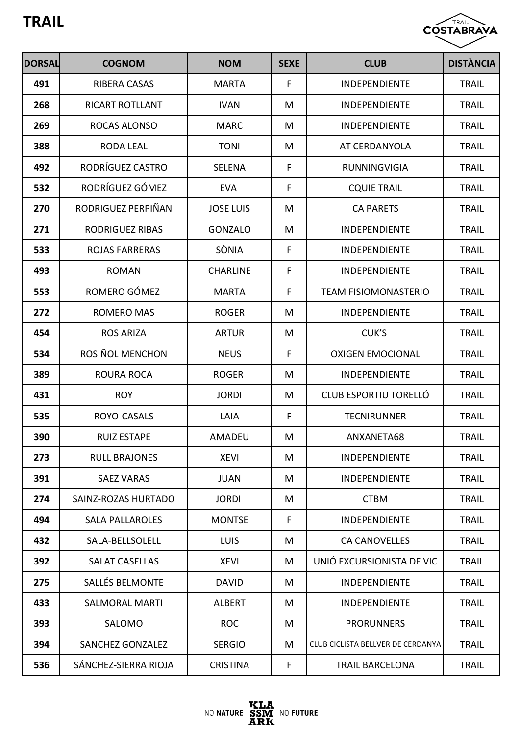# TRAIL

| DORSAL | COGNOM | NOM | SEXE | CLUB | DISTÀNCIA |
|---|---|---|---|---|---|
| 491 | RIBERA CASAS | MARTA | F | INDEPENDIENTE | TRAIL |
| 268 | RICART ROTLLANT | IVAN | M | INDEPENDIENTE | TRAIL |
| 269 | ROCAS ALONSO | MARC | M | INDEPENDIENTE | TRAIL |
| 388 | RODA LEAL | TONI | M | AT CERDANYOLA | TRAIL |
| 492 | RODRÍGUEZ CASTRO | SELENA | F | RUNNINGVIGIA | TRAIL |
| 532 | RODRÍGUEZ GÓMEZ | EVA | F | CQUIE TRAIL | TRAIL |
| 270 | RODRIGUEZ PERPIÑAN | JOSE LUIS | M | CA PARETS | TRAIL |
| 271 | RODRIGUEZ RIBAS | GONZALO | M | INDEPENDIENTE | TRAIL |
| 533 | ROJAS FARRERAS | SÒNIA | F | INDEPENDIENTE | TRAIL |
| 493 | ROMAN | CHARLINE | F | INDEPENDIENTE | TRAIL |
| 553 | ROMERO GÓMEZ | MARTA | F | TEAM FISIOMONASTERIO | TRAIL |
| 272 | ROMERO MAS | ROGER | M | INDEPENDIENTE | TRAIL |
| 454 | ROS ARIZA | ARTUR | M | CUK'S | TRAIL |
| 534 | ROSIÑOL MENCHON | NEUS | F | OXIGEN EMOCIONAL | TRAIL |
| 389 | ROURA ROCA | ROGER | M | INDEPENDIENTE | TRAIL |
| 431 | ROY | JORDI | M | CLUB ESPORTIU TORELLÓ | TRAIL |
| 535 | ROYO-CASALS | LAIA | F | TECNIRUNNER | TRAIL |
| 390 | RUIZ ESTAPE | AMADEU | M | ANXANETA68 | TRAIL |
| 273 | RULL BRAJONES | XEVI | M | INDEPENDIENTE | TRAIL |
| 391 | SAEZ VARAS | JUAN | M | INDEPENDIENTE | TRAIL |
| 274 | SAINZ-ROZAS HURTADO | JORDI | M | CTBM | TRAIL |
| 494 | SALA PALLAROLES | MONTSE | F | INDEPENDIENTE | TRAIL |
| 432 | SALA-BELLSOLELL | LUIS | M | CA CANOVELLES | TRAIL |
| 392 | SALAT CASELLAS | XEVI | M | UNIÓ EXCURSIONISTA DE VIC | TRAIL |
| 275 | SALLÉS BELMONTE | DAVID | M | INDEPENDIENTE | TRAIL |
| 433 | SALMORAL MARTI | ALBERT | M | INDEPENDIENTE | TRAIL |
| 393 | SALOMO | ROC | M | PRORUNNERS | TRAIL |
| 394 | SANCHEZ GONZALEZ | SERGIO | M | CLUB CICLISTA BELLVER DE CERDANYA | TRAIL |
| 536 | SÁNCHEZ-SIERRA RIOJA | CRISTINA | F | TRAIL BARCELONA | TRAIL |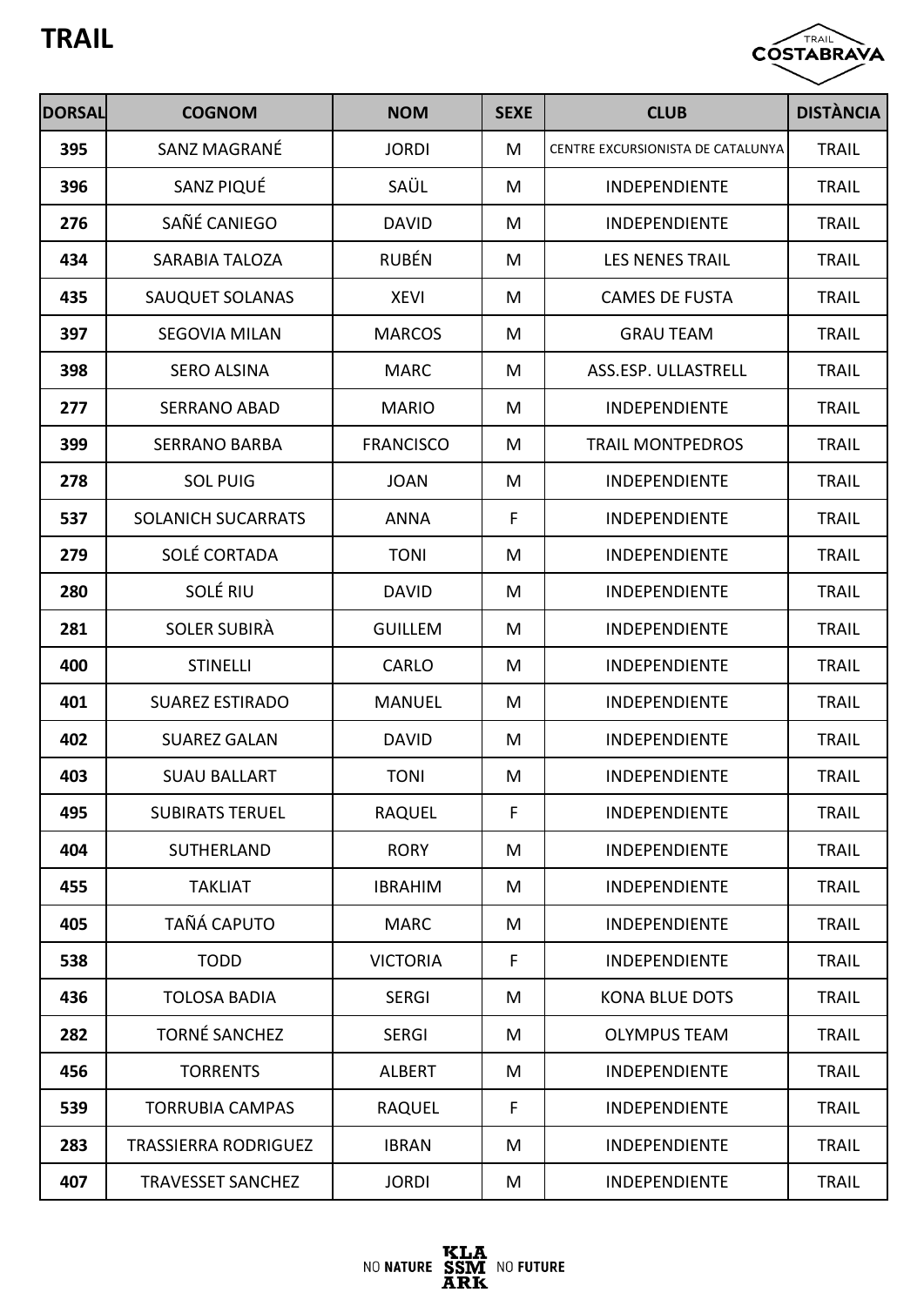# TRAIL

| DORSAL | COGNOM | NOM | SEXE | CLUB | DISTÀNCIA |
|---|---|---|---|---|---|
| 395 | SANZ MAGRANÉ | JORDI | M | CENTRE EXCURSIONISTA DE CATALUNYA | TRAIL |
| 396 | SANZ PIQUÉ | SAÜL | M | INDEPENDIENTE | TRAIL |
| 276 | SAÑÉ CANIEGO | DAVID | M | INDEPENDIENTE | TRAIL |
| 434 | SARABIA TALOZA | RUBÉN | M | LES NENES TRAIL | TRAIL |
| 435 | SAUQUET SOLANAS | XEVI | M | CAMES DE FUSTA | TRAIL |
| 397 | SEGOVIA MILAN | MARCOS | M | GRAU TEAM | TRAIL |
| 398 | SERO ALSINA | MARC | M | ASS.ESP. ULLASTRELL | TRAIL |
| 277 | SERRANO ABAD | MARIO | M | INDEPENDIENTE | TRAIL |
| 399 | SERRANO BARBA | FRANCISCO | M | TRAIL MONTPEDROS | TRAIL |
| 278 | SOL PUIG | JOAN | M | INDEPENDIENTE | TRAIL |
| 537 | SOLANICH SUCARRATS | ANNA | F | INDEPENDIENTE | TRAIL |
| 279 | SOLÉ CORTADA | TONI | M | INDEPENDIENTE | TRAIL |
| 280 | SOLÉ RIU | DAVID | M | INDEPENDIENTE | TRAIL |
| 281 | SOLER SUBIRÀ | GUILLEM | M | INDEPENDIENTE | TRAIL |
| 400 | STINELLI | CARLO | M | INDEPENDIENTE | TRAIL |
| 401 | SUAREZ ESTIRADO | MANUEL | M | INDEPENDIENTE | TRAIL |
| 402 | SUAREZ GALAN | DAVID | M | INDEPENDIENTE | TRAIL |
| 403 | SUAU BALLART | TONI | M | INDEPENDIENTE | TRAIL |
| 495 | SUBIRATS TERUEL | RAQUEL | F | INDEPENDIENTE | TRAIL |
| 404 | SUTHERLAND | RORY | M | INDEPENDIENTE | TRAIL |
| 455 | TAKLIAT | IBRAHIM | M | INDEPENDIENTE | TRAIL |
| 405 | TAÑÁ CAPUTO | MARC | M | INDEPENDIENTE | TRAIL |
| 538 | TODD | VICTORIA | F | INDEPENDIENTE | TRAIL |
| 436 | TOLOSA BADIA | SERGI | M | KONA BLUE DOTS | TRAIL |
| 282 | TORNÉ SANCHEZ | SERGI | M | OLYMPUS TEAM | TRAIL |
| 456 | TORRENTS | ALBERT | M | INDEPENDIENTE | TRAIL |
| 539 | TORRUBIA CAMPAS | RAQUEL | F | INDEPENDIENTE | TRAIL |
| 283 | TRASSIERRA RODRIGUEZ | IBRAN | M | INDEPENDIENTE | TRAIL |
| 407 | TRAVESSET SANCHEZ | JORDI | M | INDEPENDIENTE | TRAIL |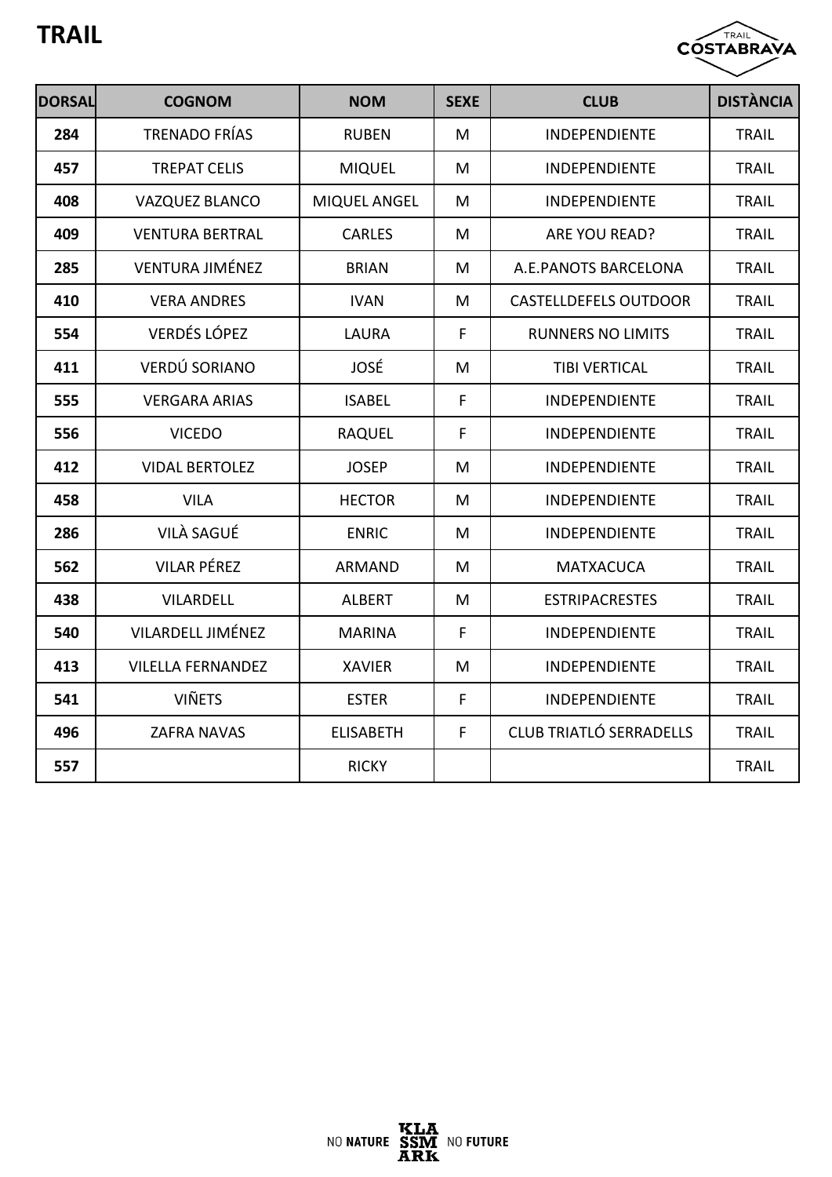# TRAIL

| DORSAL | COGNOM | NOM | SEXE | CLUB | DISTÀNCIA |
|---|---|---|---|---|---|
| 284 | TRENADO FRÍAS | RUBEN | M | INDEPENDIENTE | TRAIL |
| 457 | TREPAT CELIS | MIQUEL | M | INDEPENDIENTE | TRAIL |
| 408 | VAZQUEZ BLANCO | MIQUEL ANGEL | M | INDEPENDIENTE | TRAIL |
| 409 | VENTURA BERTRAL | CARLES | M | ARE YOU READ? | TRAIL |
| 285 | VENTURA JIMÉNEZ | BRIAN | M | A.E.PANOTS BARCELONA | TRAIL |
| 410 | VERA ANDRES | IVAN | M | CASTELLDEFELS OUTDOOR | TRAIL |
| 554 | VERDÉS LÓPEZ | LAURA | F | RUNNERS NO LIMITS | TRAIL |
| 411 | VERDÚ SORIANO | JOSÉ | M | TIBI VERTICAL | TRAIL |
| 555 | VERGARA ARIAS | ISABEL | F | INDEPENDIENTE | TRAIL |
| 556 | VICEDO | RAQUEL | F | INDEPENDIENTE | TRAIL |
| 412 | VIDAL BERTOLEZ | JOSEP | M | INDEPENDIENTE | TRAIL |
| 458 | VILA | HECTOR | M | INDEPENDIENTE | TRAIL |
| 286 | VILÀ SAGUÉ | ENRIC | M | INDEPENDIENTE | TRAIL |
| 562 | VILAR PÉREZ | ARMAND | M | MATXACUCA | TRAIL |
| 438 | VILARDELL | ALBERT | M | ESTRIPACRESTES | TRAIL |
| 540 | VILARDELL JIMÉNEZ | MARINA | F | INDEPENDIENTE | TRAIL |
| 413 | VILELLA FERNANDEZ | XAVIER | M | INDEPENDIENTE | TRAIL |
| 541 | VIÑETS | ESTER | F | INDEPENDIENTE | TRAIL |
| 496 | ZAFRA NAVAS | ELISABETH | F | CLUB TRIATLÓ SERRADELLS | TRAIL |
| 557 | | RICKY | | | TRAIL |